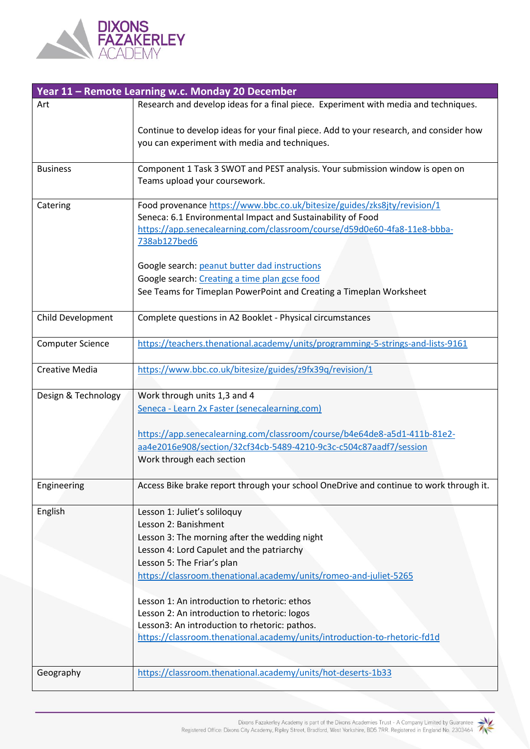| Year 11 – Remote Learning w.c. Monday 20 December | |
|---|---|
| Art | Research and develop ideas for a final piece. Experiment with media and techniques.<br><br>Continue to develop ideas for your final piece. Add to your research, and consider how you can experiment with media and techniques. |
| Business | Component 1 Task 3 SWOT and PEST analysis. Your submission window is open on Teams upload your coursework. |
| Catering | Food provenance https://www.bbc.co.uk/bitesize/guides/zks8jty/revision/1<br>Seneca: 6.1 Environmental Impact and Sustainability of Food<br>https://app.senecalearning.com/classroom/course/d59d0e60-4fa8-11e8-bbba-738ab127bed6<br><br>Google search: peanut butter dad instructions<br>Google search: Creating a time plan gcse food<br>See Teams for Timeplan PowerPoint and Creating a Timeplan Worksheet |
| Child Development | Complete questions in A2 Booklet - Physical circumstances |
| Computer Science | https://teachers.thenational.academy/units/programming-5-strings-and-lists-9161 |
| Creative Media | https://www.bbc.co.uk/bitesize/guides/z9fx39q/revision/1 |
| Design & Technology | Work through units 1,3 and 4<br>Seneca - Learn 2x Faster (senecalearning.com)<br><br>https://app.senecalearning.com/classroom/course/b4e64de8-a5d1-411b-81e2-aa4e2016e908/section/32cf34cb-5489-4210-9c3c-c504c87aadf7/session<br>Work through each section |
| Engineering | Access Bike brake report through your school OneDrive and continue to work through it. |
| English | Lesson 1: Juliet's soliloquy<br>Lesson 2: Banishment<br>Lesson 3: The morning after the wedding night<br>Lesson 4: Lord Capulet and the patriarchy<br>Lesson 5: The Friar's plan<br>https://classroom.thenational.academy/units/romeo-and-juliet-5265<br><br>Lesson 1: An introduction to rhetoric: ethos<br>Lesson 2: An introduction to rhetoric: logos<br>Lesson3: An introduction to rhetoric: pathos.<br>https://classroom.thenational.academy/units/introduction-to-rhetoric-fd1d |
| Geography | https://classroom.thenational.academy/units/hot-deserts-1b33 |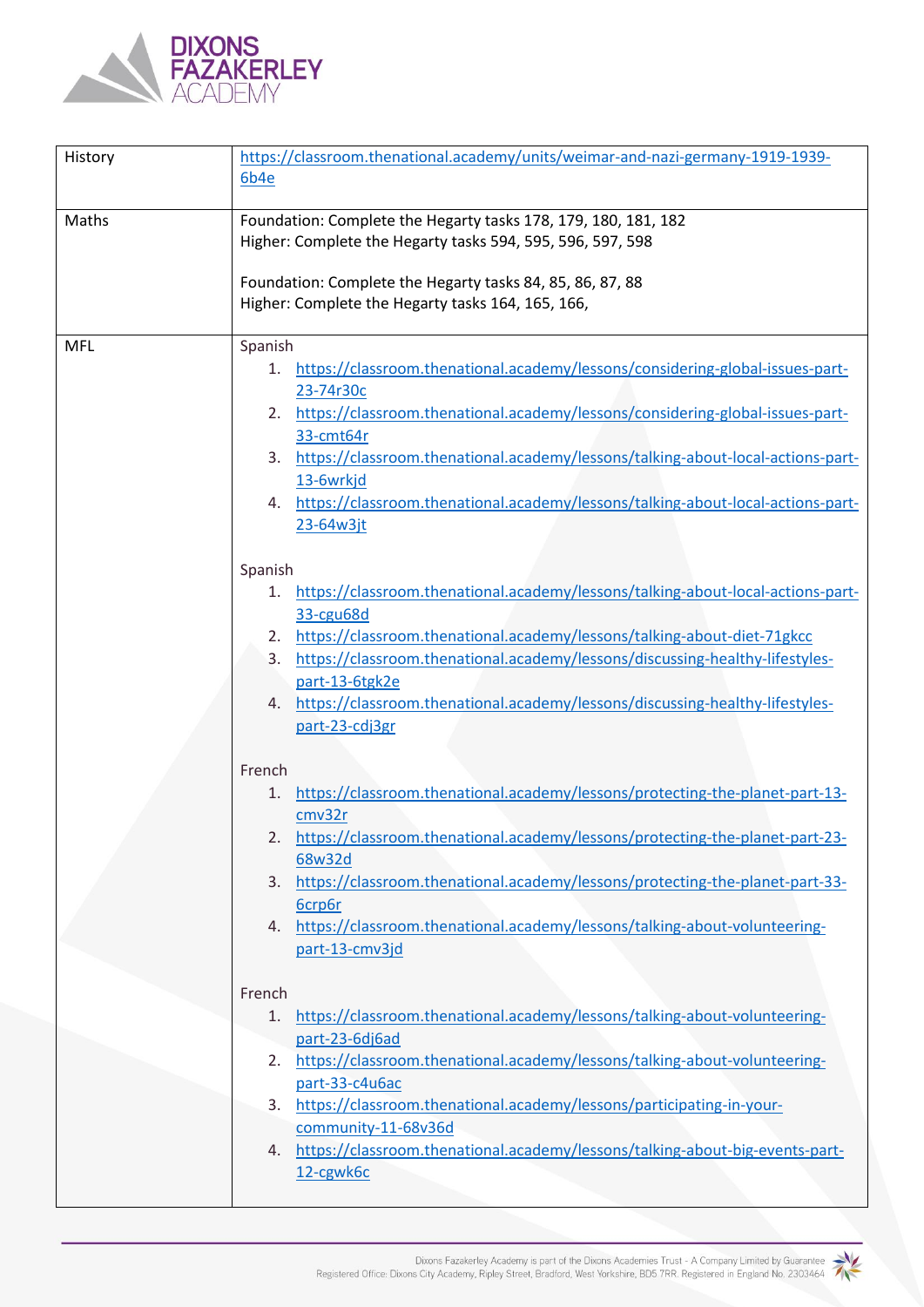| | |
|---|---|
| History | https://classroom.thenational.academy/units/weimar-and-nazi-germany-1919-1939-6b4e |
| Maths | Foundation: Complete the Hegarty tasks 178, 179, 180, 181, 182<br>Higher: Complete the Hegarty tasks 594, 595, 596, 597, 598<br><br>Foundation: Complete the Hegarty tasks 84, 85, 86, 87, 88<br>Higher: Complete the Hegarty tasks 164, 165, 166, |
| MFL | Spanish<br>1. https://classroom.thenational.academy/lessons/considering-global-issues-part-23-74r30c<br>2. https://classroom.thenational.academy/lessons/considering-global-issues-part-33-cmt64r<br>3. https://classroom.thenational.academy/lessons/talking-about-local-actions-part-13-6wrkjd<br>4. https://classroom.thenational.academy/lessons/talking-about-local-actions-part-23-64w3jt<br><br>Spanish<br>1. https://classroom.thenational.academy/lessons/talking-about-local-actions-part-33-cgu68d<br>2. https://classroom.thenational.academy/lessons/talking-about-diet-71gkcc<br>3. https://classroom.thenational.academy/lessons/discussing-healthy-lifestyles-part-13-6tgk2e<br>4. https://classroom.thenational.academy/lessons/discussing-healthy-lifestyles-part-23-cdj3gr<br><br>French<br>1. https://classroom.thenational.academy/lessons/protecting-the-planet-part-13-cmv32r<br>2. https://classroom.thenational.academy/lessons/protecting-the-planet-part-23-68w32d<br>3. https://classroom.thenational.academy/lessons/protecting-the-planet-part-33-6crp6r<br>4. https://classroom.thenational.academy/lessons/talking-about-volunteering-part-13-cmv3jd<br><br>French<br>1. https://classroom.thenational.academy/lessons/talking-about-volunteering-part-23-6dj6ad<br>2. https://classroom.thenational.academy/lessons/talking-about-volunteering-part-33-c4u6ac<br>3. https://classroom.thenational.academy/lessons/participating-in-your-community-11-68v36d<br>4. https://classroom.thenational.academy/lessons/talking-about-big-events-part-12-cgwk6c |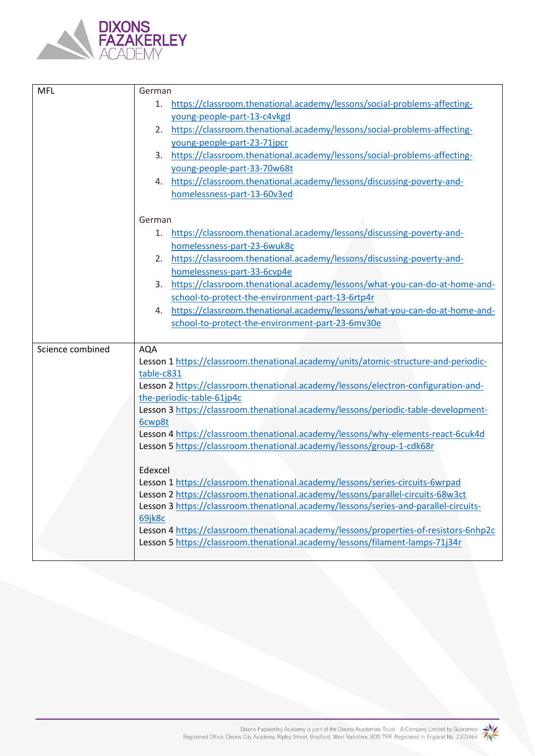| | |
|---|---|
| MFL | German<br>1. https://classroom.thenational.academy/lessons/social-problems-affecting-young-people-part-13-c4vkgd<br>2. https://classroom.thenational.academy/lessons/social-problems-affecting-young-people-part-23-71jpcr<br>3. https://classroom.thenational.academy/lessons/social-problems-affecting-young-people-part-33-70w68t<br>4. https://classroom.thenational.academy/lessons/discussing-poverty-and-homelessness-part-13-60v3ed<br><br>German<br>1. https://classroom.thenational.academy/lessons/discussing-poverty-and-homelessness-part-23-6wuk8c<br>2. https://classroom.thenational.academy/lessons/discussing-poverty-and-homelessness-part-33-6cvp4e<br>3. https://classroom.thenational.academy/lessons/what-you-can-do-at-home-and-school-to-protect-the-environment-part-13-6rtp4r<br>4. https://classroom.thenational.academy/lessons/what-you-can-do-at-home-and-school-to-protect-the-environment-part-23-6mv30e |
| Science combined | AQA<br>Lesson 1 https://classroom.thenational.academy/units/atomic-structure-and-periodic-table-c831<br>Lesson 2 https://classroom.thenational.academy/lessons/electron-configuration-and-the-periodic-table-61jp4c<br>Lesson 3 https://classroom.thenational.academy/lessons/periodic-table-development-6cwp8t<br>Lesson 4 https://classroom.thenational.academy/lessons/why-elements-react-6cuk4d<br>Lesson 5 https://classroom.thenational.academy/lessons/group-1-cdk68r<br><br>Edexcel<br>Lesson 1 https://classroom.thenational.academy/lessons/series-circuits-6wrpad<br>Lesson 2 https://classroom.thenational.academy/lessons/parallel-circuits-68w3ct<br>Lesson 3 https://classroom.thenational.academy/lessons/series-and-parallel-circuits-69jk8c<br>Lesson 4 https://classroom.thenational.academy/lessons/properties-of-resistors-6nhp2c<br>Lesson 5 https://classroom.thenational.academy/lessons/filament-lamps-71j34r |